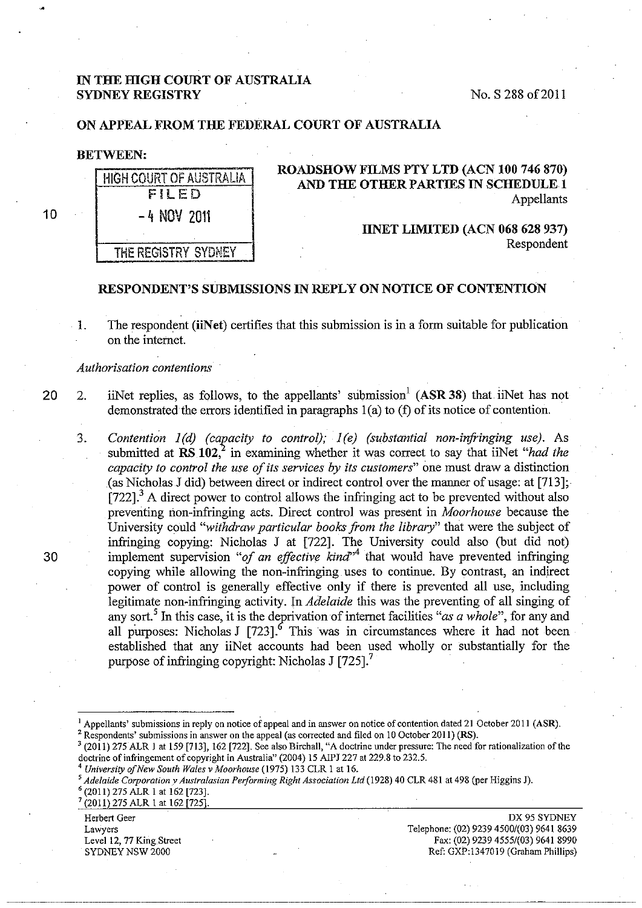**IN THE HIGH COURT OF AUSTRALIA**
**SYDNEY REGISTRY**

No. S 288 of 2011

**ON APPEAL FROM THE FEDERAL COURT OF AUSTRALIA**

**BETWEEN:**

HIGH COURT OF AUSTRALIA
FILED
- 4 NOV 2011
THE REGISTRY SYDNEY

**ROADSHOW FILMS PTY LTD (ACN 100 746 870) AND THE OTHER PARTIES IN SCHEDULE 1**
Appellants

**IINET LIMITED (ACN 068 628 937)**
Respondent

## RESPONDENT'S SUBMISSIONS IN REPLY ON NOTICE OF CONTENTION

1. The respondent (**iiNet**) certifies that this submission is in a form suitable for publication on the internet.

*Authorisation contentions*

2. iiNet replies, as follows, to the appellants' submission[1] (**ASR 38**) that iiNet has not demonstrated the errors identified in paragraphs 1(a) to (f) of its notice of contention.

3. *Contention 1(d) (capacity to control); 1(e) (substantial non-infringing use).* As submitted at **RS 102**,[2] in examining whether it was correct to say that iiNet "*had the capacity to control the use of its services by its customers*" one must draw a distinction (as Nicholas J did) between direct or indirect control over the manner of usage: at [713]; [722].[3] A direct power to control allows the infringing act to be prevented without also preventing non-infringing acts. Direct control was present in *Moorhouse* because the University could "*withdraw particular books from the library*" that were the subject of infringing copying: Nicholas J at [722]. The University could also (but did not) implement supervision "*of an effective kind*"[4] that would have prevented infringing copying while allowing the non-infringing uses to continue. By contrast, an indirect power of control is generally effective only if there is prevented all use, including legitimate non-infringing activity. In *Adelaide* this was the preventing of all singing of any sort.[5] In this case, it is the deprivation of internet facilities "*as a whole*", for any and all purposes: Nicholas J [723].[6] This was in circumstances where it had not been established that any iiNet accounts had been used wholly or substantially for the purpose of infringing copyright: Nicholas J [725].[7]

---

[1] Appellants' submissions in reply on notice of appeal and in answer on notice of contention dated 21 October 2011 (**ASR**).

[2] Respondents' submissions in answer on the appeal (as corrected and filed on 10 October 2011) (**RS**).

[3] (2011) 275 ALR 1 at 159 [713], 162 [722]. See also Birchall, "A doctrine under pressure: The need for rationalization of the doctrine of infringement of copyright in Australia" (2004) 15 AIPJ 227 at 229.8 to 232.5.

[4] *University of New South Wales v Moorhouse* (1975) 133 CLR 1 at 16.

[5] *Adelaide Corporation v Australasian Performing Right Association Ltd* (1928) 40 CLR 481 at 498 (per Higgins J).

[6] (2011) 275 ALR 1 at 162 [723].

[7] (2011) 275 ALR 1 at 162 [725].

Herbert Geer
Lawyers
Level 12, 77 King Street
SYDNEY NSW 2000

DX 95 SYDNEY
Telephone: (02) 9239 4500/(03) 9641 8639
Fax: (02) 9239 4555/(03) 9641 8990
Ref: GXP:1347019 (Graham Phillips)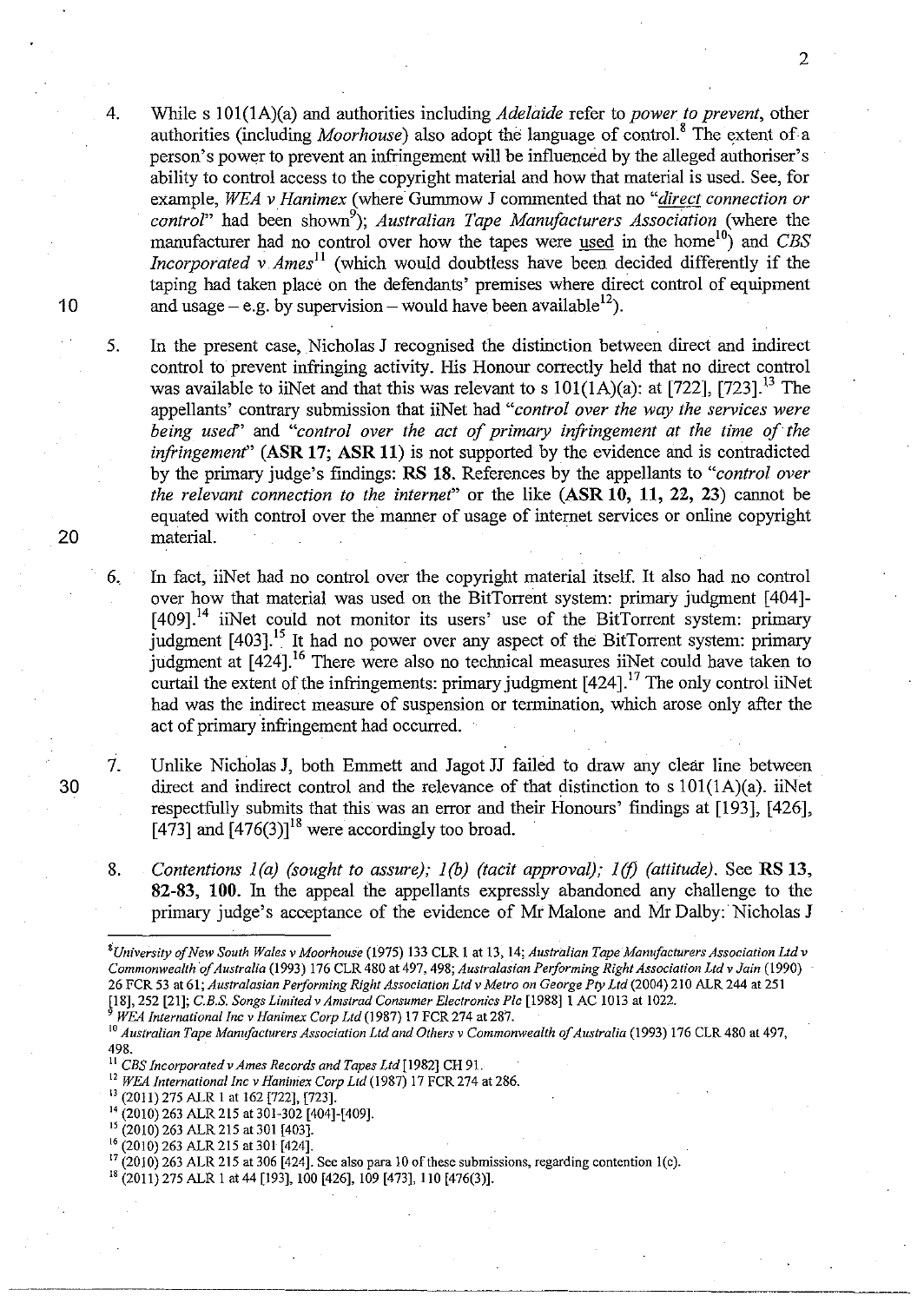4. While s 101(1A)(a) and authorities including *Adelaide* refer to *power to prevent*, other authorities (including *Moorhouse*) also adopt the language of control.[8] The extent of a person's power to prevent an infringement will be influenced by the alleged authoriser's ability to control access to the copyright material and how that material is used. See, for example, *WEA v Hanimex* (where Gummow J commented that no "*direct connection or control*" had been shown[9]); *Australian Tape Manufacturers Association* (where the manufacturer had no control over how the tapes were used in the home[10]) and *CBS Incorporated v Ames*[11] (which would doubtless have been decided differently if the taping had taken place on the defendants' premises where direct control of equipment and usage – e.g. by supervision – would have been available[12]).

5. In the present case, Nicholas J recognised the distinction between direct and indirect control to prevent infringing activity. His Honour correctly held that no direct control was available to iiNet and that this was relevant to s 101(1A)(a): at [722], [723].[13] The appellants' contrary submission that iiNet had "*control over the way the services were being used*" and "*control over the act of primary infringement at the time of the infringement*" (**ASR 17; ASR 11**) is not supported by the evidence and is contradicted by the primary judge's findings: **RS 18.** References by the appellants to "*control over the relevant connection to the internet*" or the like (**ASR 10, 11, 22, 23**) cannot be equated with control over the manner of usage of internet services or online copyright material.

6. In fact, iiNet had no control over the copyright material itself. It also had no control over how that material was used on the BitTorrent system: primary judgment [404]-[409].[14] iiNet could not monitor its users' use of the BitTorrent system: primary judgment [403].[15] It had no power over any aspect of the BitTorrent system: primary judgment at [424].[16] There were also no technical measures iiNet could have taken to curtail the extent of the infringements: primary judgment [424].[17] The only control iiNet had was the indirect measure of suspension or termination, which arose only after the act of primary infringement had occurred.

7. Unlike Nicholas J, both Emmett and Jagot JJ failed to draw any clear line between direct and indirect control and the relevance of that distinction to s 101(1A)(a). iiNet respectfully submits that this was an error and their Honours' findings at [193], [426], [473] and [476(3)][18] were accordingly too broad.

8. *Contentions 1(a) (sought to assure); 1(b) (tacit approval); 1(f) (attitude).* See **RS 13, 82-83, 100.** In the appeal the appellants expressly abandoned any challenge to the primary judge's acceptance of the evidence of Mr Malone and Mr Dalby: Nicholas J

---

[8] *University of New South Wales v Moorhouse* (1975) 133 CLR 1 at 13, 14; *Australian Tape Manufacturers Association Ltd v Commonwealth of Australia* (1993) 176 CLR 480 at 497, 498; *Australasian Performing Right Association Ltd v Jain* (1990) 26 FCR 53 at 61; *Australasian Performing Right Association Ltd v Metro on George Pty Ltd* (2004) 210 ALR 244 at 251 [18], 252 [21]; *C.B.S. Songs Limited v Amstrad Consumer Electronics Plc* [1988] 1 AC 1013 at 1022.

[9] *WEA International Inc v Hanimex Corp Ltd* (1987) 17 FCR 274 at 287.

[10] *Australian Tape Manufacturers Association Ltd and Others v Commonwealth of Australia* (1993) 176 CLR 480 at 497, 498.

[11] *CBS Incorporated v Ames Records and Tapes Ltd* [1982] CH 91.

[12] *WEA International Inc v Hanimex Corp Ltd* (1987) 17 FCR 274 at 286.

[13] (2011) 275 ALR 1 at 162 [722], [723].

[14] (2010) 263 ALR 215 at 301-302 [404]-[409].

[15] (2010) 263 ALR 215 at 301 [403].

[16] (2010) 263 ALR 215 at 301 [424].

[17] (2010) 263 ALR 215 at 306 [424]. See also para 10 of these submissions, regarding contention 1(c).

[18] (2011) 275 ALR 1 at 44 [193], 100 [426], 109 [473], 110 [476(3)].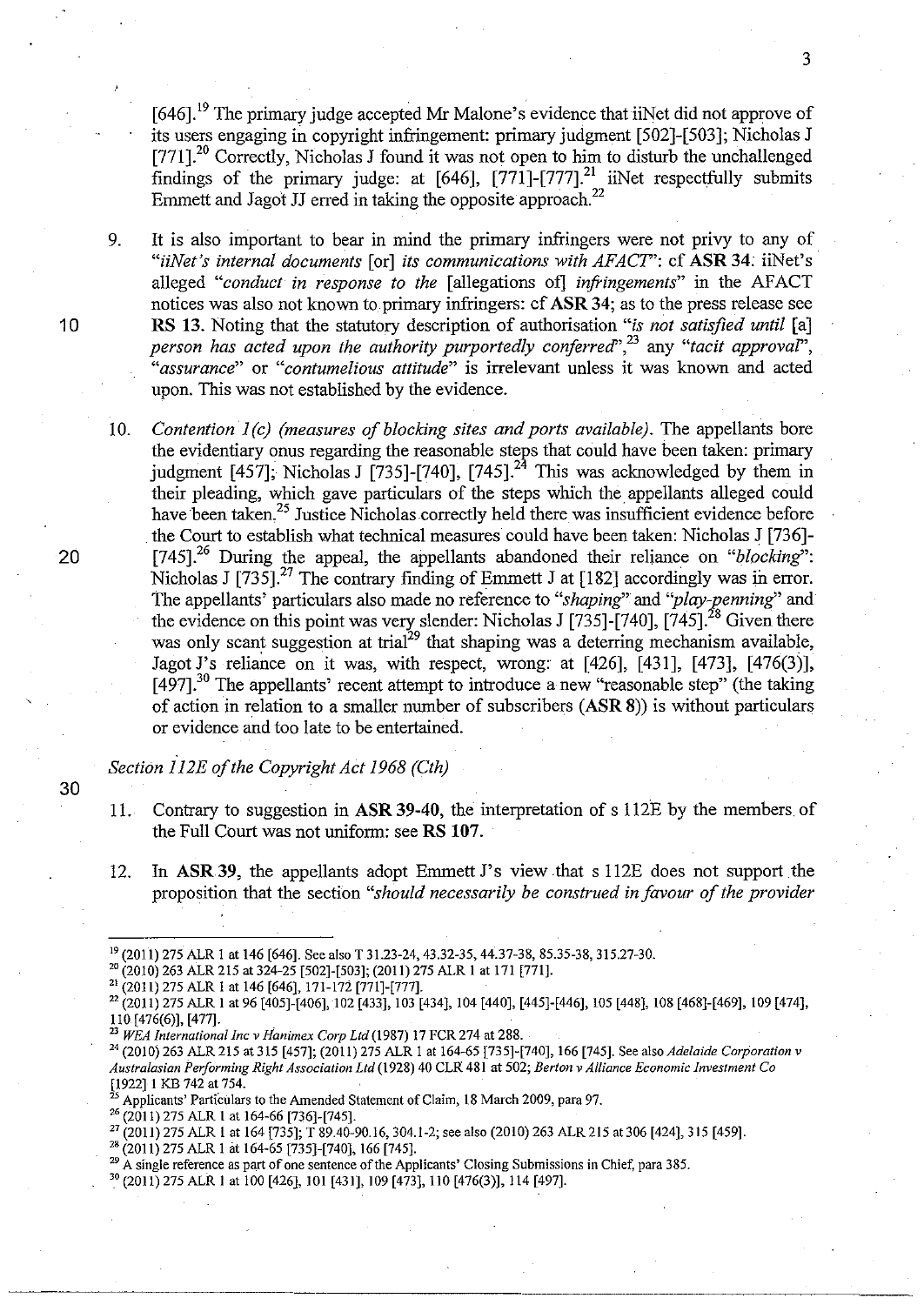[646].[19] The primary judge accepted Mr Malone's evidence that iiNet did not approve of its users engaging in copyright infringement: primary judgment [502]-[503]; Nicholas J [771].[20] Correctly, Nicholas J found it was not open to him to disturb the unchallenged findings of the primary judge: at [646], [771]-[777].[21] iiNet respectfully submits Emmett and Jagot JJ erred in taking the opposite approach.[22]

9. It is also important to bear in mind the primary infringers were not privy to any of "*iiNet's internal documents* [or] *its communications with AFACT*": cf **ASR 34**. iiNet's alleged "*conduct in response to the* [allegations of] *infringements*" in the AFACT notices was also not known to primary infringers: cf **ASR 34**; as to the press release see **RS 13**. Noting that the statutory description of authorisation "*is not satisfied until* [a] *person has acted upon the authority purportedly conferred*",[23] any "*tacit approval*", "*assurance*" or "*contumelious attitude*" is irrelevant unless it was known and acted upon. This was not established by the evidence.

10. *Contention 1(c) (measures of blocking sites and ports available)*. The appellants bore the evidentiary onus regarding the reasonable steps that could have been taken: primary judgment [457]; Nicholas J [735]-[740], [745].[24] This was acknowledged by them in their pleading, which gave particulars of the steps which the appellants alleged could have been taken.[25] Justice Nicholas correctly held there was insufficient evidence before the Court to establish what technical measures could have been taken: Nicholas J [736]-[745].[26] During the appeal, the appellants abandoned their reliance on "*blocking*": Nicholas J [735].[27] The contrary finding of Emmett J at [182] accordingly was in error. The appellants' particulars also made no reference to "*shaping*" and "*play-penning*" and the evidence on this point was very slender: Nicholas J [735]-[740], [745].[28] Given there was only scant suggestion at trial[29] that shaping was a deterring mechanism available, Jagot J's reliance on it was, with respect, wrong: at [426], [431], [473], [476(3)], [497].[30] The appellants' recent attempt to introduce a new "reasonable step" (the taking of action in relation to a smaller number of subscribers (**ASR 8**)) is without particulars or evidence and too late to be entertained.

*Section 112E of the Copyright Act 1968 (Cth)*

11. Contrary to suggestion in **ASR 39-40**, the interpretation of s 112E by the members of the Full Court was not uniform: see **RS 107**.

12. In **ASR 39**, the appellants adopt Emmett J's view that s 112E does not support the proposition that the section "*should necessarily be construed in favour of the provider*

---

[19] (2011) 275 ALR 1 at 146 [646]. See also T 31.23-24, 43.32-35, 44.37-38, 85.35-38, 315.27-30.

[20] (2010) 263 ALR 215 at 324-25 [502]-[503]; (2011) 275 ALR 1 at 171 [771].

[21] (2011) 275 ALR 1 at 146 [646], 171-172 [771]-[777].

[22] (2011) 275 ALR 1 at 96 [405]-[406], 102 [433], 103 [434], 104 [440], [445]-[446], 105 [448], 108 [468]-[469], 109 [474], 110 [476(6)], [477].

[23] *WEA International Inc v Hanimex Corp Ltd* (1987) 17 FCR 274 at 288.

[24] (2010) 263 ALR 215 at 315 [457]; (2011) 275 ALR 1 at 164-65 [735]-[740], 166 [745]. See also *Adelaide Corporation v Australasian Performing Right Association Ltd* (1928) 40 CLR 481 at 502; *Berton v Alliance Economic Investment Co* [1922] 1 KB 742 at 754.

[25] Applicants' Particulars to the Amended Statement of Claim, 18 March 2009, para 97.

[26] (2011) 275 ALR 1 at 164-66 [736]-[745].

[27] (2011) 275 ALR 1 at 164 [735]; T 89.40-90.16, 304.1-2; see also (2010) 263 ALR 215 at 306 [424], 315 [459].

[28] (2011) 275 ALR 1 at 164-65 [735]-[740], 166 [745].

[29] A single reference as part of one sentence of the Applicants' Closing Submissions in Chief, para 385.

[30] (2011) 275 ALR 1 at 100 [426], 101 [431], 109 [473], 110 [476(3)], 114 [497].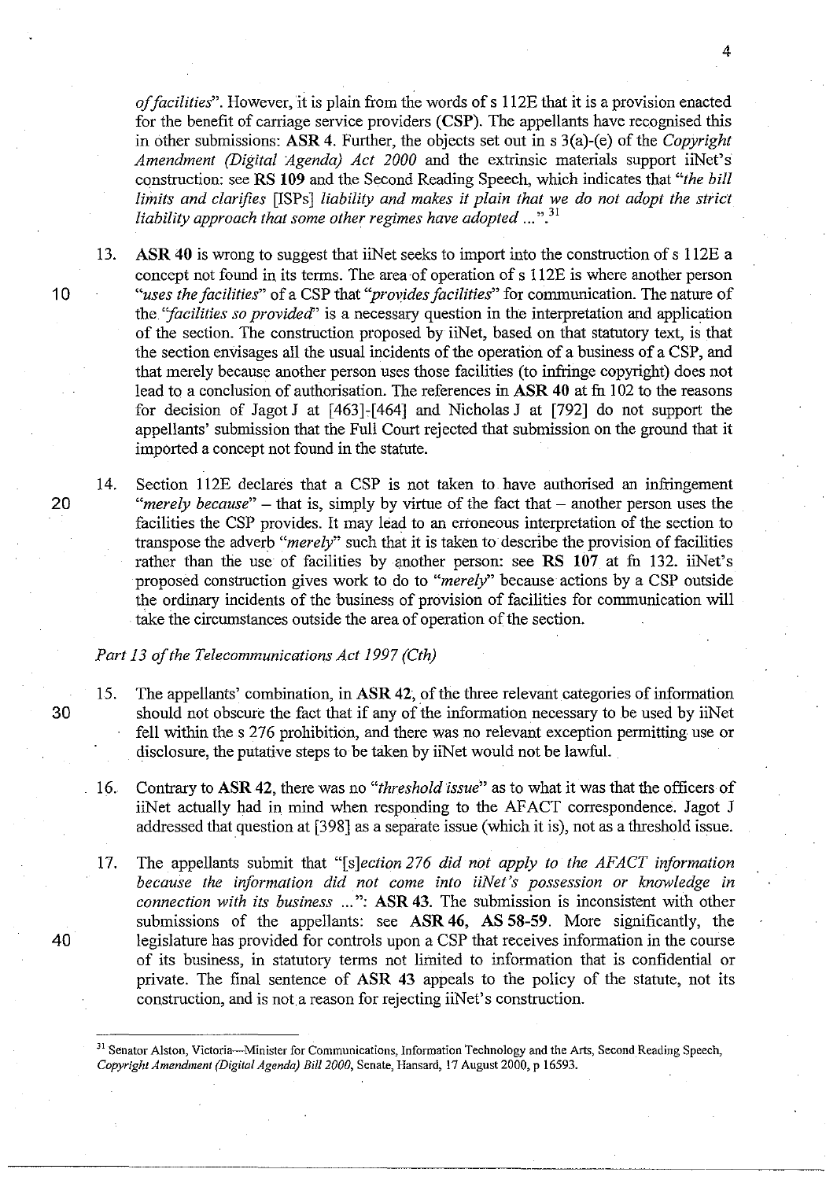*of facilities*". However, it is plain from the words of s 112E that it is a provision enacted for the benefit of carriage service providers (**CSP**). The appellants have recognised this in other submissions: **ASR 4**. Further, the objects set out in s 3(a)-(e) of the *Copyright Amendment (Digital Agenda) Act 2000* and the extrinsic materials support iiNet's construction: see **RS 109** and the Second Reading Speech, which indicates that "*the bill limits and clarifies* [ISPs] *liability and makes it plain that we do not adopt the strict liability approach that some other regimes have adopted ...*".[31]

13. **ASR 40** is wrong to suggest that iiNet seeks to import into the construction of s 112E a concept not found in its terms. The area of operation of s 112E is where another person "*uses the facilities*" of a CSP that "*provides facilities*" for communication. The nature of the "*facilities so provided*" is a necessary question in the interpretation and application of the section. The construction proposed by iiNet, based on that statutory text, is that the section envisages all the usual incidents of the operation of a business of a CSP, and that merely because another person uses those facilities (to infringe copyright) does not lead to a conclusion of authorisation. The references in **ASR 40** at fn 102 to the reasons for decision of Jagot J at [463]-[464] and Nicholas J at [792] do not support the appellants' submission that the Full Court rejected that submission on the ground that it imported a concept not found in the statute.

14. Section 112E declares that a CSP is not taken to have authorised an infringement "*merely because*" – that is, simply by virtue of the fact that – another person uses the facilities the CSP provides. It may lead to an erroneous interpretation of the section to transpose the adverb "*merely*" such that it is taken to describe the provision of facilities rather than the use of facilities by another person: see **RS 107** at fn 132. iiNet's proposed construction gives work to do to "*merely*" because actions by a CSP outside the ordinary incidents of the business of provision of facilities for communication will take the circumstances outside the area of operation of the section.

*Part 13 of the Telecommunications Act 1997 (Cth)*

15. The appellants' combination, in **ASR 42**, of the three relevant categories of information should not obscure the fact that if any of the information necessary to be used by iiNet fell within the s 276 prohibition, and there was no relevant exception permitting use or disclosure, the putative steps to be taken by iiNet would not be lawful.

16. Contrary to **ASR 42**, there was no "*threshold issue*" as to what it was that the officers of iiNet actually had in mind when responding to the AFACT correspondence. Jagot J addressed that question at [398] as a separate issue (which it is), not as a threshold issue.

17. The appellants submit that "[s]*ection 276 did not apply to the AFACT information because the information did not come into iiNet's possession or knowledge in connection with its business ...*": **ASR 43**. The submission is inconsistent with other submissions of the appellants: see **ASR 46, AS 58-59**. More significantly, the legislature has provided for controls upon a CSP that receives information in the course of its business, in statutory terms not limited to information that is confidential or private. The final sentence of **ASR 43** appeals to the policy of the statute, not its construction, and is not a reason for rejecting iiNet's construction.

---

[31] Senator Alston, Victoria—Minister for Communications, Information Technology and the Arts, Second Reading Speech, *Copyright Amendment (Digital Agenda) Bill 2000*, Senate, Hansard, 17 August 2000, p 16593.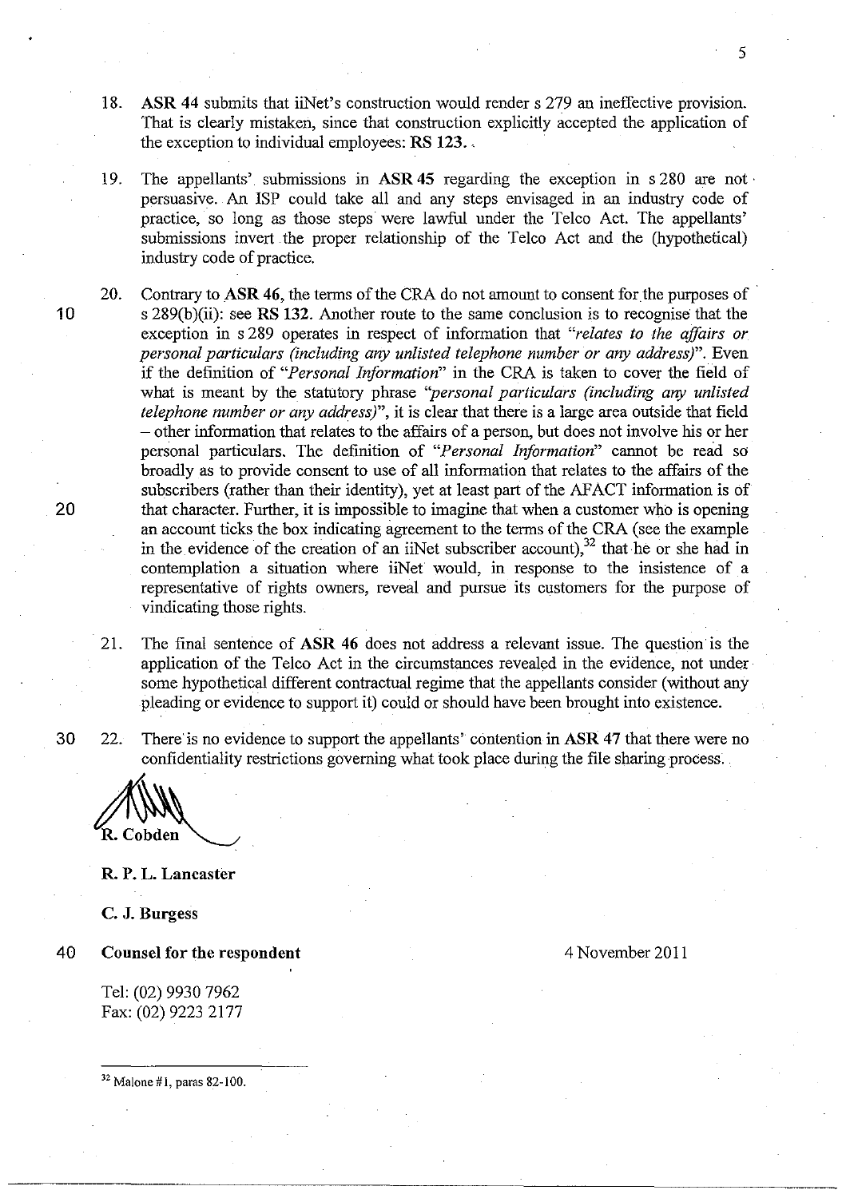18. **ASR 44** submits that iiNet's construction would render s 279 an ineffective provision. That is clearly mistaken, since that construction explicitly accepted the application of the exception to individual employees: **RS 123**.

19. The appellants' submissions in **ASR 45** regarding the exception in s 280 are not persuasive. An ISP could take all and any steps envisaged in an industry code of practice, so long as those steps were lawful under the Telco Act. The appellants' submissions invert the proper relationship of the Telco Act and the (hypothetical) industry code of practice.

20. Contrary to **ASR 46**, the terms of the CRA do not amount to consent for the purposes of s 289(b)(ii): see **RS 132**. Another route to the same conclusion is to recognise that the exception in s 289 operates in respect of information that *"relates to the affairs or personal particulars (including any unlisted telephone number or any address)"*. Even if the definition of *"Personal Information"* in the CRA is taken to cover the field of what is meant by the statutory phrase *"personal particulars (including any unlisted telephone number or any address)"*, it is clear that there is a large area outside that field – other information that relates to the affairs of a person, but does not involve his or her personal particulars. The definition of *"Personal Information"* cannot be read so broadly as to provide consent to use of all information that relates to the affairs of the subscribers (rather than their identity), yet at least part of the AFACT information is of that character. Further, it is impossible to imagine that when a customer who is opening an account ticks the box indicating agreement to the terms of the CRA (see the example in the evidence of the creation of an iiNet subscriber account),[32] that he or she had in contemplation a situation where iiNet would, in response to the insistence of a representative of rights owners, reveal and pursue its customers for the purpose of vindicating those rights.

21. The final sentence of **ASR 46** does not address a relevant issue. The question is the application of the Telco Act in the circumstances revealed in the evidence, not under some hypothetical different contractual regime that the appellants consider (without any pleading or evidence to support it) could or should have been brought into existence.

22. There is no evidence to support the appellants' contention in **ASR 47** that there were no confidentiality restrictions governing what took place during the file sharing process.

**R. Cobden**

**R. P. L. Lancaster**

**C. J. Burgess**

**Counsel for the respondent**

4 November 2011

Tel: (02) 9930 7962
Fax: (02) 9223 2177

[32] Malone #1, paras 82-100.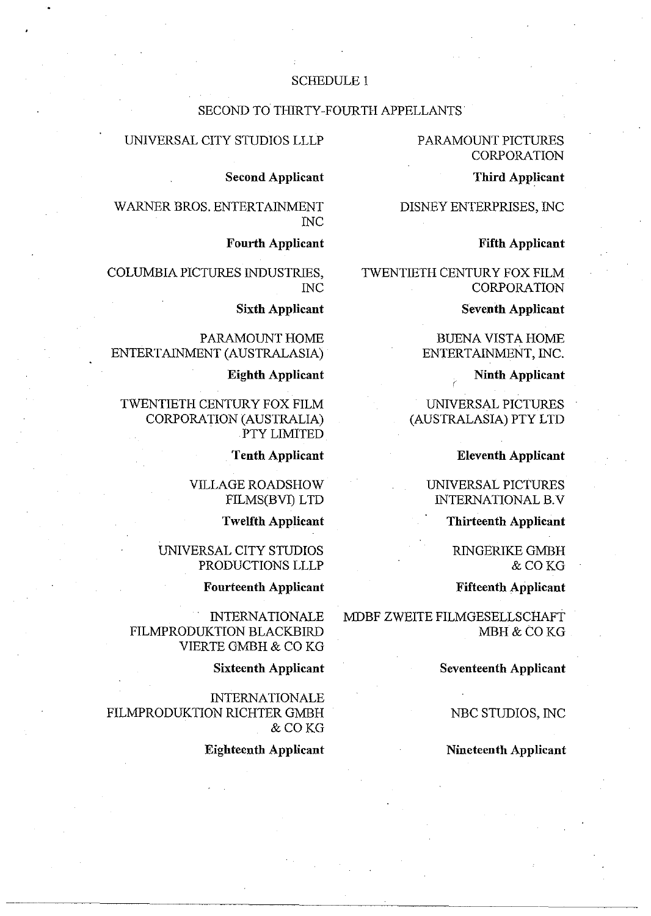SCHEDULE 1

SECOND TO THIRTY-FOURTH APPELLANTS

UNIVERSAL CITY STUDIOS LLLP

**Second Applicant**

PARAMOUNT PICTURES CORPORATION

**Third Applicant**

WARNER BROS. ENTERTAINMENT INC

**Fourth Applicant**

DISNEY ENTERPRISES, INC

**Fifth Applicant**

COLUMBIA PICTURES INDUSTRIES, INC

**Sixth Applicant**

TWENTIETH CENTURY FOX FILM CORPORATION

**Seventh Applicant**

PARAMOUNT HOME ENTERTAINMENT (AUSTRALASIA)

**Eighth Applicant**

BUENA VISTA HOME ENTERTAINMENT, INC.

**Ninth Applicant**

TWENTIETH CENTURY FOX FILM CORPORATION (AUSTRALIA) PTY LIMITED

**Tenth Applicant**

UNIVERSAL PICTURES (AUSTRALASIA) PTY LTD

**Eleventh Applicant**

VILLAGE ROADSHOW FILMS(BVI) LTD

**Twelfth Applicant**

UNIVERSAL PICTURES INTERNATIONAL B.V

**Thirteenth Applicant**

UNIVERSAL CITY STUDIOS PRODUCTIONS LLLP

**Fourteenth Applicant**

RINGERIKE GMBH & CO KG

**Fifteenth Applicant**

INTERNATIONALE FILMPRODUKTION BLACKBIRD VIERTE GMBH & CO KG

**Sixteenth Applicant**

MDBF ZWEITE FILMGESELLSCHAFT MBH & CO KG

**Seventeenth Applicant**

INTERNATIONALE FILMPRODUKTION RICHTER GMBH & CO KG

**Eighteenth Applicant**

NBC STUDIOS, INC

**Nineteenth Applicant**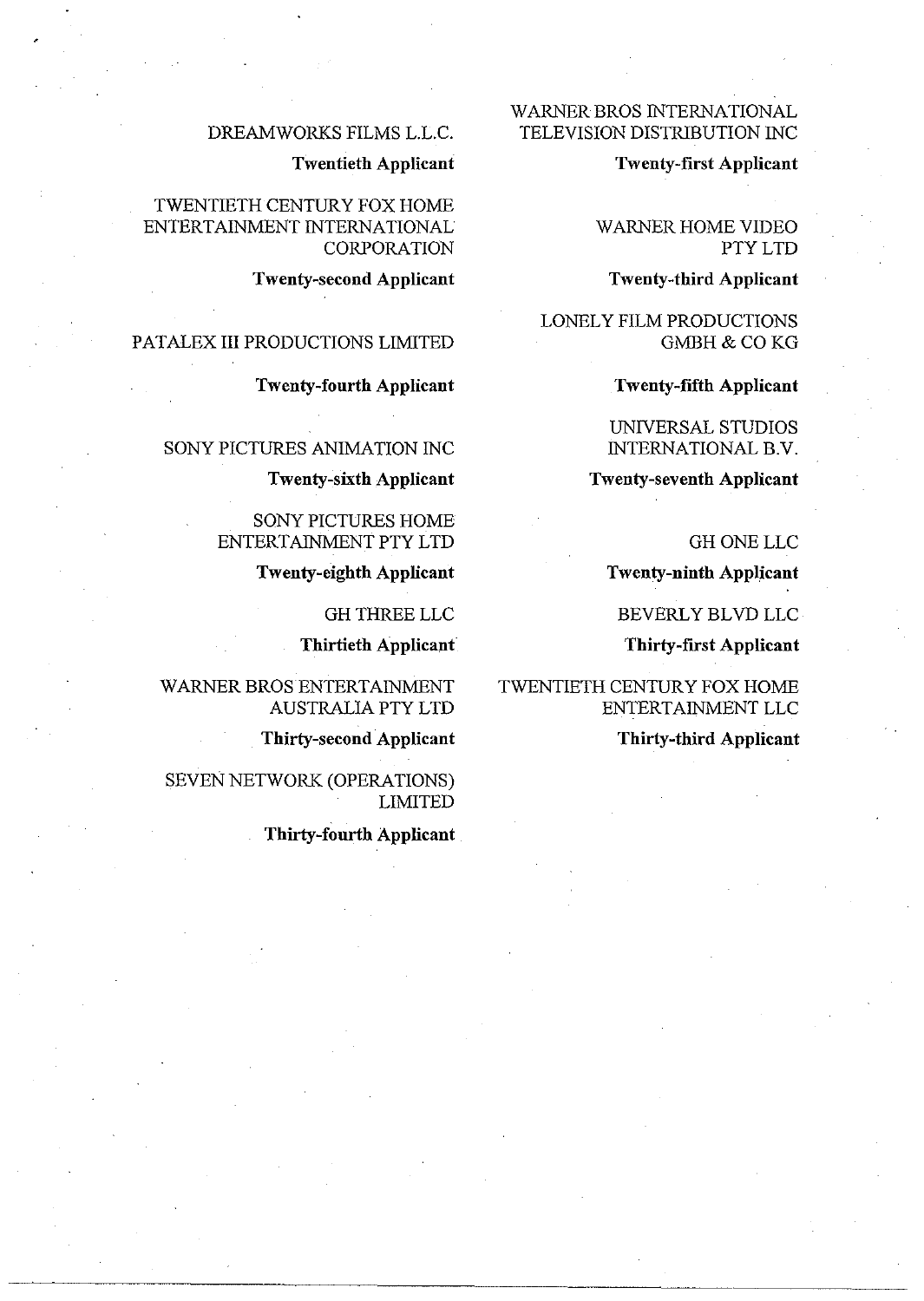DREAMWORKS FILMS L.L.C.

**Twentieth Applicant**

WARNER BROS INTERNATIONAL TELEVISION DISTRIBUTION INC

**Twenty-first Applicant**

TWENTIETH CENTURY FOX HOME ENTERTAINMENT INTERNATIONAL CORPORATION

**Twenty-second Applicant**

WARNER HOME VIDEO PTY LTD

**Twenty-third Applicant**

PATALEX III PRODUCTIONS LIMITED

**Twenty-fourth Applicant**

LONELY FILM PRODUCTIONS GMBH & CO KG

**Twenty-fifth Applicant**

SONY PICTURES ANIMATION INC

**Twenty-sixth Applicant**

UNIVERSAL STUDIOS INTERNATIONAL B.V.

**Twenty-seventh Applicant**

SONY PICTURES HOME ENTERTAINMENT PTY LTD

**Twenty-eighth Applicant**

GH ONE LLC

**Twenty-ninth Applicant**

GH THREE LLC

**Thirtieth Applicant**

BEVERLY BLVD LLC

**Thirty-first Applicant**

WARNER BROS ENTERTAINMENT AUSTRALIA PTY LTD

**Thirty-second Applicant**

TWENTIETH CENTURY FOX HOME ENTERTAINMENT LLC

**Thirty-third Applicant**

SEVEN NETWORK (OPERATIONS) LIMITED

**Thirty-fourth Applicant**